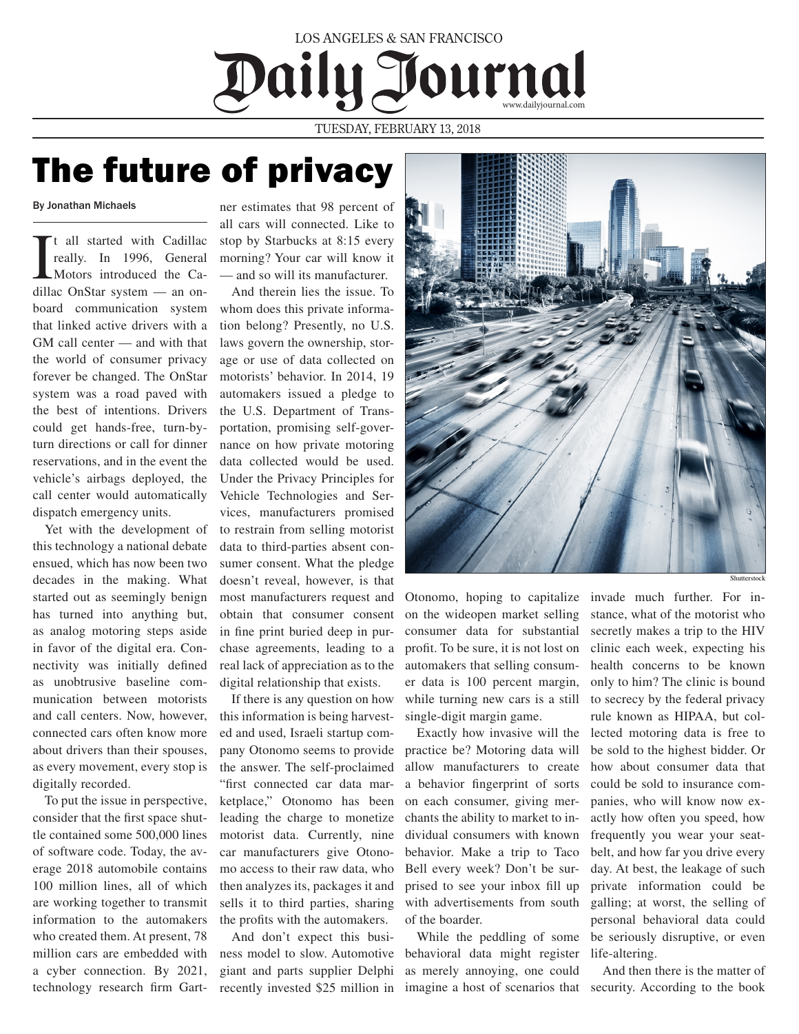LOS ANGELES & SAN FRANCISCO

# Daily Journal

www.dailyjournal.com

TUESDAY, FEBRUARY 13, 2018

# The future of privacy

By Jonathan Michaels

It all started with Cadillac really. In 1996, General Motors introduced the Cadillac OnStar system — an onboard communication system that linked active drivers with a GM call center — and with that the world of consumer privacy forever be changed. The OnStar system was a road paved with the best of intentions. Drivers could get hands-free, turn-by-turn directions or call for dinner reservations, and in the event the vehicle's airbags deployed, the call center would automatically dispatch emergency units.

Yet with the development of this technology a national debate ensued, which has now been two decades in the making. What started out as seemingly benign has turned into anything but, as analog motoring steps aside in favor of the digital era. Connectivity was initially defined as unobtrusive baseline communication between motorists and call centers. Now, however, connected cars often know more about drivers than their spouses, as every movement, every stop is digitally recorded.

To put the issue in perspective, consider that the first space shuttle contained some 500,000 lines of software code. Today, the average 2018 automobile contains 100 million lines, all of which are working together to transmit information to the automakers who created them. At present, 78 million cars are embedded with a cyber connection. By 2021, technology research firm Gartner estimates that 98 percent of all cars will connected. Like to stop by Starbucks at 8:15 every morning? Your car will know it — and so will its manufacturer.

And therein lies the issue. To whom does this private information belong? Presently, no U.S. laws govern the ownership, storage or use of data collected on motorists' behavior. In 2014, 19 automakers issued a pledge to the U.S. Department of Transportation, promising self-governance on how private motoring data collected would be used. Under the Privacy Principles for Vehicle Technologies and Services, manufacturers promised to restrain from selling motorist data to third-parties absent consumer consent. What the pledge doesn't reveal, however, is that most manufacturers request and obtain that consumer consent in fine print buried deep in purchase agreements, leading to a real lack of appreciation as to the digital relationship that exists.

If there is any question on how this information is being harvested and used, Israeli startup company Otonomo seems to provide the answer. The self-proclaimed "first connected car data marketplace," Otonomo has been leading the charge to monetize motorist data. Currently, nine car manufacturers give Otonomo access to their raw data, who then analyzes its, packages it and sells it to third parties, sharing the profits with the automakers.

And don't expect this business model to slow. Automotive giant and parts supplier Delphi recently invested $25 million in Otonomo, hoping to capitalize on the wideopen market selling consumer data for substantial profit. To be sure, it is not lost on automakers that selling consumer data is 100 percent margin, while turning new cars is a still single-digit margin game.

Shutterstock

Exactly how invasive will the practice be? Motoring data will allow manufacturers to create a behavior fingerprint of sorts on each consumer, giving merchants the ability to market to individual consumers with known behavior. Make a trip to Taco Bell every week? Don't be surprised to see your inbox fill up with advertisements from south of the boarder.

While the peddling of some behavioral data might register as merely annoying, one could imagine a host of scenarios that invade much further. For instance, what of the motorist who secretly makes a trip to the HIV clinic each week, expecting his health concerns to be known only to him? The clinic is bound to secrecy by the federal privacy rule known as HIPAA, but collected motoring data is free to be sold to the highest bidder. Or how about consumer data that could be sold to insurance companies, who will know now exactly how often you speed, how frequently you wear your seatbelt, and how far you drive every day. At best, the leakage of such private information could be galling; at worst, the selling of personal behavioral data could be seriously disruptive, or even life-altering.

And then there is the matter of security. According to the book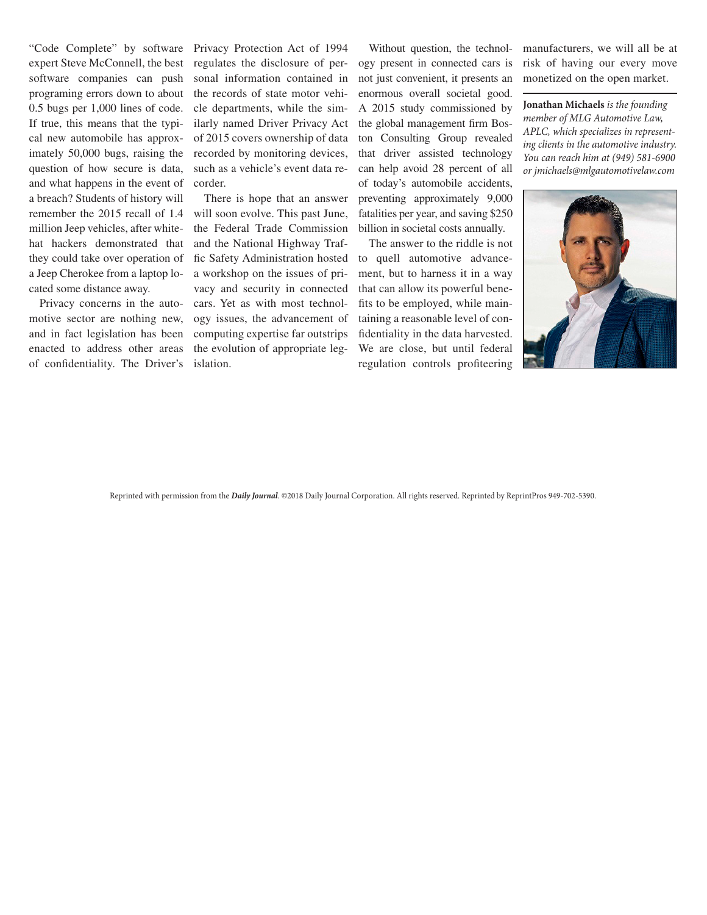"Code Complete" by software expert Steve McConnell, the best software companies can push programing errors down to about 0.5 bugs per 1,000 lines of code. If true, this means that the typical new automobile has approximately 50,000 bugs, raising the question of how secure is data, and what happens in the event of a breach? Students of history will remember the 2015 recall of 1.4 million Jeep vehicles, after white-hat hackers demonstrated that they could take over operation of a Jeep Cherokee from a laptop located some distance away.

Privacy concerns in the automotive sector are nothing new, and in fact legislation has been enacted to address other areas of confidentiality. The Driver's Privacy Protection Act of 1994 regulates the disclosure of personal information contained in the records of state motor vehicle departments, while the similarly named Driver Privacy Act of 2015 covers ownership of data recorded by monitoring devices, such as a vehicle's event data recorder.

There is hope that an answer will soon evolve. This past June, the Federal Trade Commission and the National Highway Traffic Safety Administration hosted a workshop on the issues of privacy and security in connected cars. Yet as with most technology issues, the advancement of computing expertise far outstrips the evolution of appropriate legislation.

Without question, the technology present in connected cars is not just convenient, it presents an enormous overall societal good. A 2015 study commissioned by the global management firm Boston Consulting Group revealed that driver assisted technology can help avoid 28 percent of all of today's automobile accidents, preventing approximately 9,000 fatalities per year, and saving $250 billion in societal costs annually.

The answer to the riddle is not to quell automotive advancement, but to harness it in a way that can allow its powerful benefits to be employed, while maintaining a reasonable level of confidentiality in the data harvested. We are close, but until federal regulation controls profiteering manufacturers, we will all be at risk of having our every move monetized on the open market.

---

**Jonathan Michaels** *is the founding member of MLG Automotive Law, APLC, which specializes in representing clients in the automotive industry. You can reach him at (949) 581-6900 or jmichaels@mlgautomotivelaw.com*

Reprinted with permission from the ***Daily Journal***. ©2018 Daily Journal Corporation. All rights reserved. Reprinted by ReprintPros 949-702-5390.